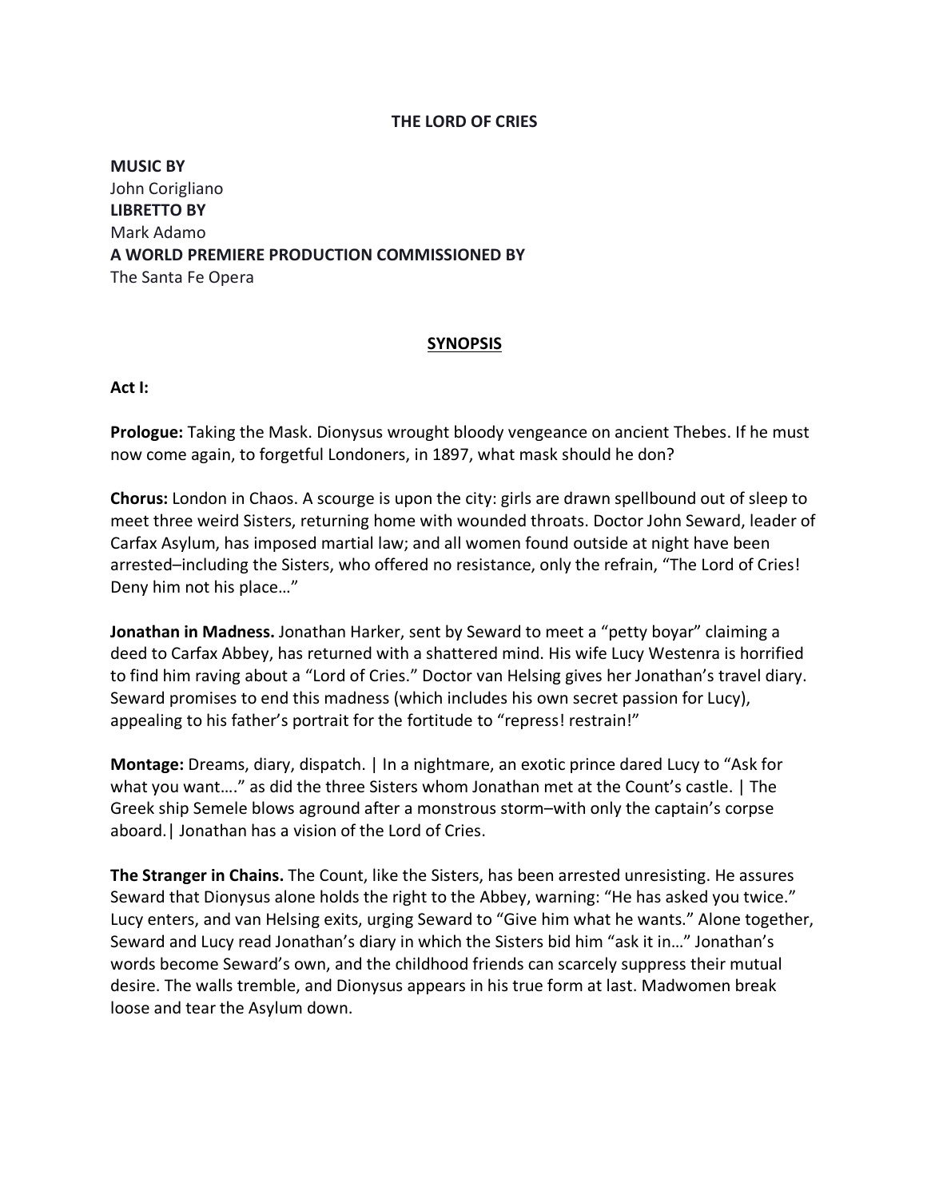# THE LORD OF CRIES

**MUSIC BY**
John Corigliano
**LIBRETTO BY**
Mark Adamo
**A WORLD PREMIERE PRODUCTION COMMISSIONED BY**
The Santa Fe Opera

## SYNOPSIS

### Act I:

**Prologue:** Taking the Mask. Dionysus wrought bloody vengeance on ancient Thebes. If he must now come again, to forgetful Londoners, in 1897, what mask should he don?

**Chorus:** London in Chaos. A scourge is upon the city: girls are drawn spellbound out of sleep to meet three weird Sisters, returning home with wounded throats. Doctor John Seward, leader of Carfax Asylum, has imposed martial law; and all women found outside at night have been arrested–including the Sisters, who offered no resistance, only the refrain, "The Lord of Cries! Deny him not his place…"

**Jonathan in Madness.** Jonathan Harker, sent by Seward to meet a "petty boyar" claiming a deed to Carfax Abbey, has returned with a shattered mind. His wife Lucy Westenra is horrified to find him raving about a "Lord of Cries." Doctor van Helsing gives her Jonathan's travel diary. Seward promises to end this madness (which includes his own secret passion for Lucy), appealing to his father's portrait for the fortitude to "repress! restrain!"

**Montage:** Dreams, diary, dispatch. | In a nightmare, an exotic prince dared Lucy to "Ask for what you want…." as did the three Sisters whom Jonathan met at the Count's castle. | The Greek ship Semele blows aground after a monstrous storm–with only the captain's corpse aboard.| Jonathan has a vision of the Lord of Cries.

**The Stranger in Chains.** The Count, like the Sisters, has been arrested unresisting. He assures Seward that Dionysus alone holds the right to the Abbey, warning: "He has asked you twice." Lucy enters, and van Helsing exits, urging Seward to "Give him what he wants." Alone together, Seward and Lucy read Jonathan's diary in which the Sisters bid him "ask it in…" Jonathan's words become Seward's own, and the childhood friends can scarcely suppress their mutual desire. The walls tremble, and Dionysus appears in his true form at last. Madwomen break loose and tear the Asylum down.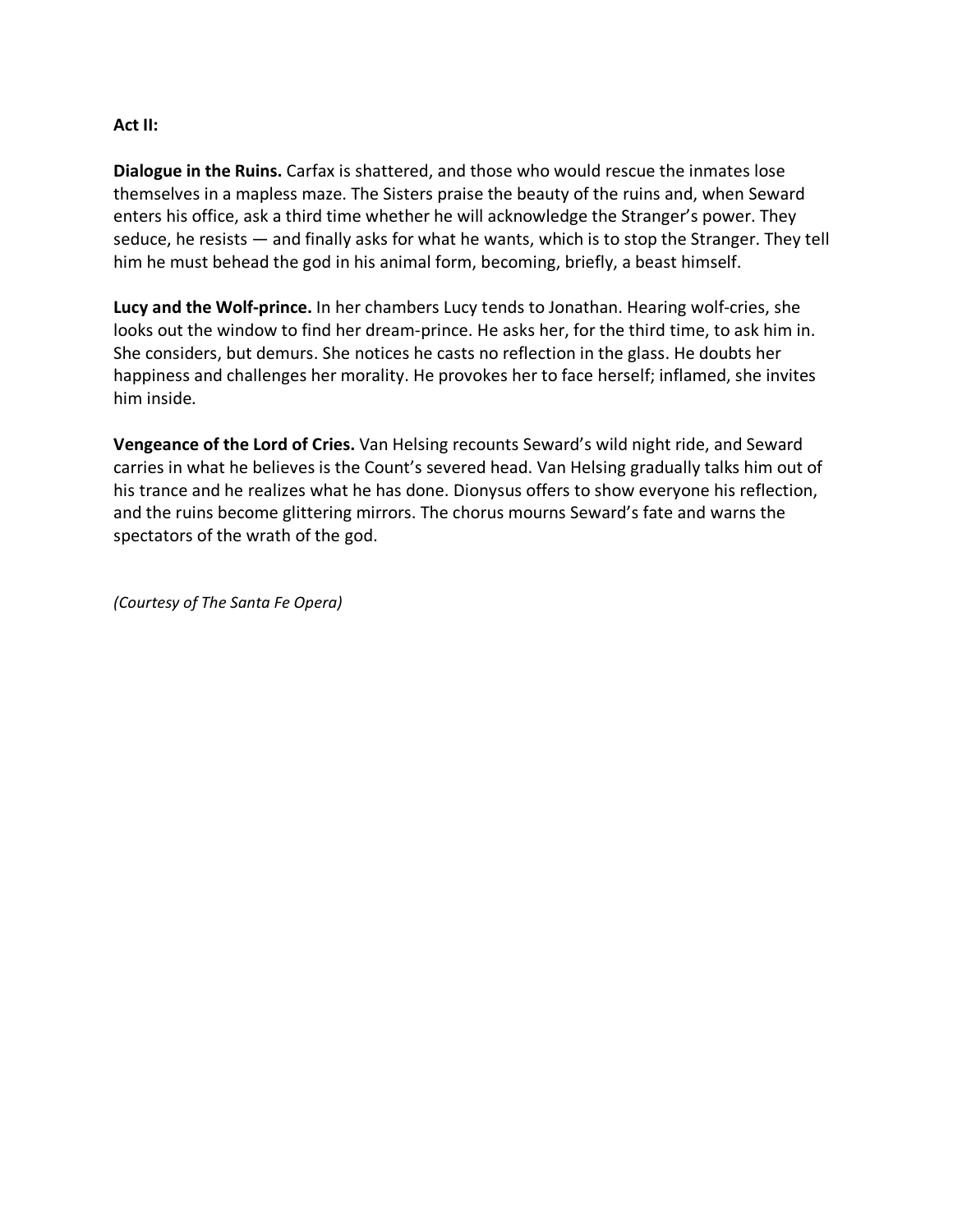**Act II:**

**Dialogue in the Ruins.** Carfax is shattered, and those who would rescue the inmates lose themselves in a mapless maze. The Sisters praise the beauty of the ruins and, when Seward enters his office, ask a third time whether he will acknowledge the Stranger's power. They seduce, he resists — and finally asks for what he wants, which is to stop the Stranger. They tell him he must behead the god in his animal form, becoming, briefly, a beast himself.

**Lucy and the Wolf-prince.** In her chambers Lucy tends to Jonathan. Hearing wolf-cries, she looks out the window to find her dream-prince. He asks her, for the third time, to ask him in. She considers, but demurs. She notices he casts no reflection in the glass. He doubts her happiness and challenges her morality. He provokes her to face herself; inflamed, she invites him inside.

**Vengeance of the Lord of Cries.** Van Helsing recounts Seward's wild night ride, and Seward carries in what he believes is the Count's severed head. Van Helsing gradually talks him out of his trance and he realizes what he has done. Dionysus offers to show everyone his reflection, and the ruins become glittering mirrors. The chorus mourns Seward's fate and warns the spectators of the wrath of the god.

*(Courtesy of The Santa Fe Opera)*